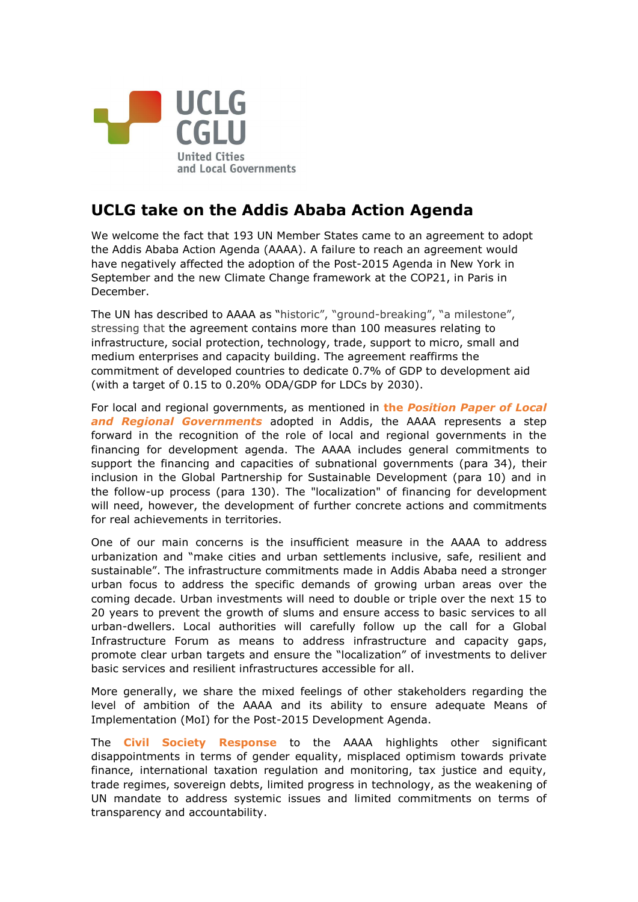UCLG CGLU
United Cities and Local Governments

# UCLG take on the Addis Ababa Action Agenda

We welcome the fact that 193 UN Member States came to an agreement to adopt the Addis Ababa Action Agenda (AAAA). A failure to reach an agreement would have negatively affected the adoption of the Post-2015 Agenda in New York in September and the new Climate Change framework at the COP21, in Paris in December.

The UN has described to AAAA as "historic", "ground-breaking", "a milestone", stressing that the agreement contains more than 100 measures relating to infrastructure, social protection, technology, trade, support to micro, small and medium enterprises and capacity building. The agreement reaffirms the commitment of developed countries to dedicate 0.7% of GDP to development aid (with a target of 0.15 to 0.20% ODA/GDP for LDCs by 2030).

For local and regional governments, as mentioned in **the *Position Paper of Local and Regional Governments*** adopted in Addis, the AAAA represents a step forward in the recognition of the role of local and regional governments in the financing for development agenda. The AAAA includes general commitments to support the financing and capacities of subnational governments (para 34), their inclusion in the Global Partnership for Sustainable Development (para 10) and in the follow-up process (para 130). The "localization" of financing for development will need, however, the development of further concrete actions and commitments for real achievements in territories.

One of our main concerns is the insufficient measure in the AAAA to address urbanization and "make cities and urban settlements inclusive, safe, resilient and sustainable". The infrastructure commitments made in Addis Ababa need a stronger urban focus to address the specific demands of growing urban areas over the coming decade. Urban investments will need to double or triple over the next 15 to 20 years to prevent the growth of slums and ensure access to basic services to all urban-dwellers. Local authorities will carefully follow up the call for a Global Infrastructure Forum as means to address infrastructure and capacity gaps, promote clear urban targets and ensure the "localization" of investments to deliver basic services and resilient infrastructures accessible for all.

More generally, we share the mixed feelings of other stakeholders regarding the level of ambition of the AAAA and its ability to ensure adequate Means of Implementation (MoI) for the Post-2015 Development Agenda.

The **Civil Society Response** to the AAAA highlights other significant disappointments in terms of gender equality, misplaced optimism towards private finance, international taxation regulation and monitoring, tax justice and equity, trade regimes, sovereign debts, limited progress in technology, as the weakening of UN mandate to address systemic issues and limited commitments on terms of transparency and accountability.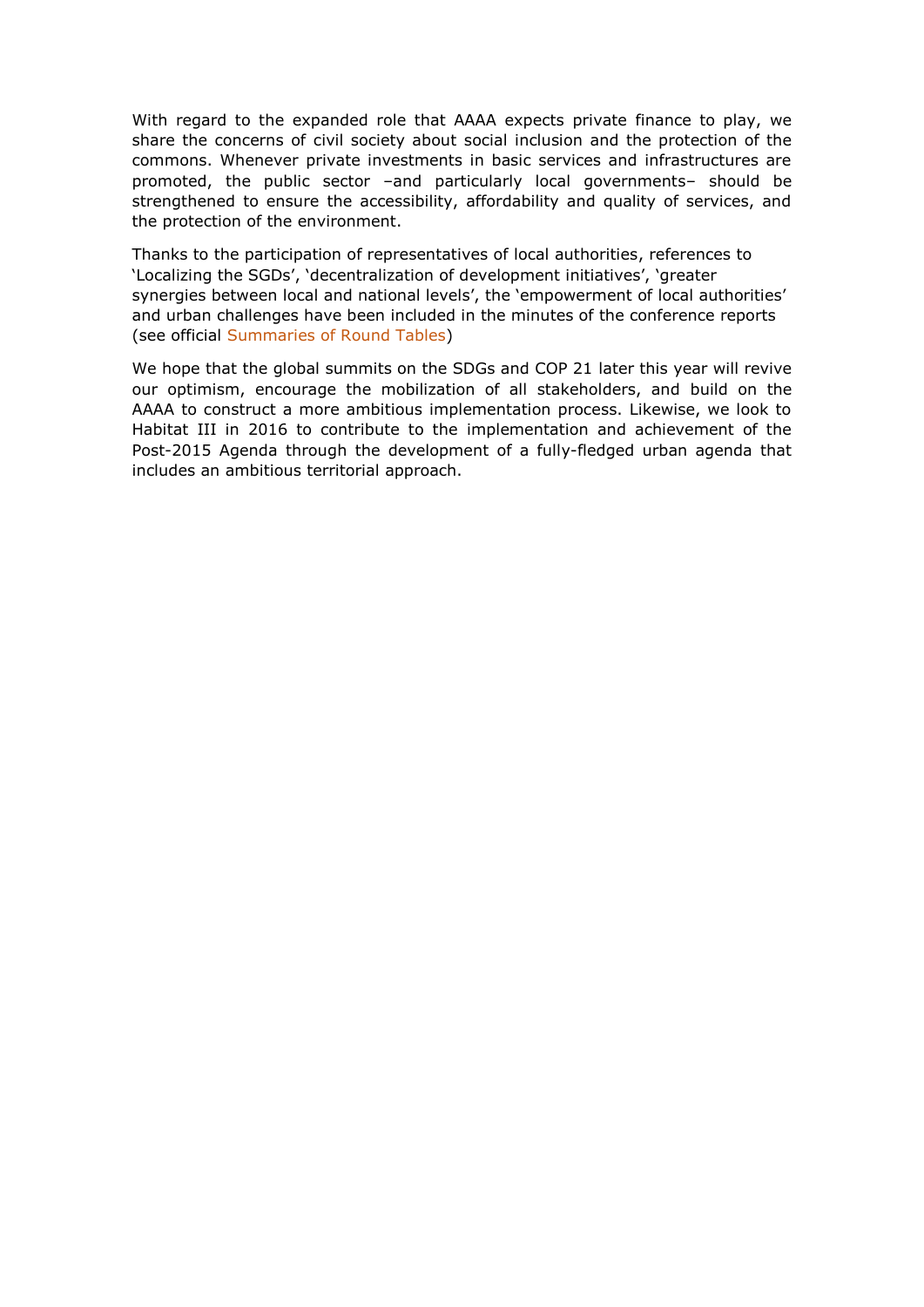With regard to the expanded role that AAAA expects private finance to play, we share the concerns of civil society about social inclusion and the protection of the commons. Whenever private investments in basic services and infrastructures are promoted, the public sector –and particularly local governments– should be strengthened to ensure the accessibility, affordability and quality of services, and the protection of the environment.

Thanks to the participation of representatives of local authorities, references to 'Localizing the SGDs', 'decentralization of development initiatives', 'greater synergies between local and national levels', the 'empowerment of local authorities' and urban challenges have been included in the minutes of the conference reports (see official Summaries of Round Tables)

We hope that the global summits on the SDGs and COP 21 later this year will revive our optimism, encourage the mobilization of all stakeholders, and build on the AAAA to construct a more ambitious implementation process. Likewise, we look to Habitat III in 2016 to contribute to the implementation and achievement of the Post-2015 Agenda through the development of a fully-fledged urban agenda that includes an ambitious territorial approach.